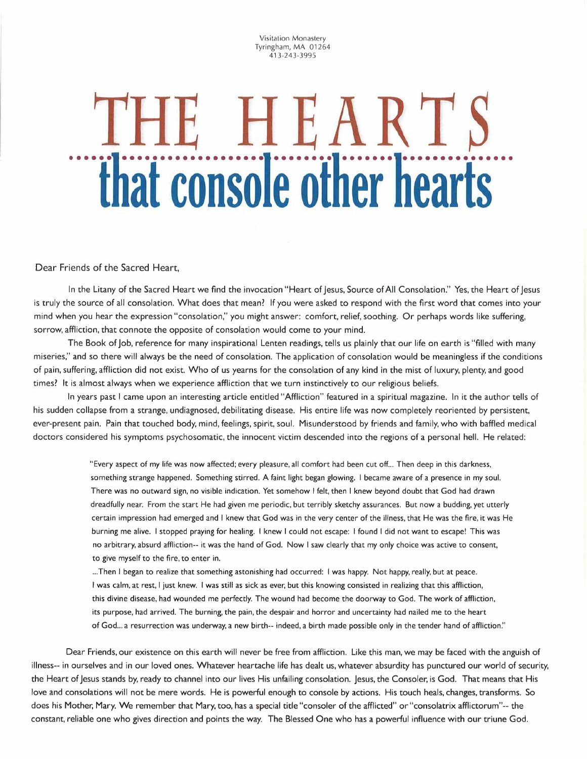Visitation Monastery
Tyringham, MA 01264
413-243-3995

# THE HEARTS that console other hearts

Dear Friends of the Sacred Heart,

In the Litany of the Sacred Heart we find the invocation "Heart of Jesus, Source of All Consolation." Yes, the Heart of Jesus is truly the source of all consolation. What does that mean? If you were asked to respond with the first word that comes into your mind when you hear the expression "consolation," you might answer: comfort, relief, soothing. Or perhaps words like suffering, sorrow, affliction, that connote the opposite of consolation would come to your mind.

The Book of Job, reference for many inspirational Lenten readings, tells us plainly that our life on earth is "filled with many miseries," and so there will always be the need of consolation. The application of consolation would be meaningless if the conditions of pain, suffering, affliction did not exist. Who of us yearns for the consolation of any kind in the mist of luxury, plenty, and good times? It is almost always when we experience affliction that we turn instinctively to our religious beliefs.

In years past I came upon an interesting article entitled "Affliction" featured in a spiritual magazine. In it the author tells of his sudden collapse from a strange, undiagnosed, debilitating disease. His entire life was now completely reoriented by persistent, ever-present pain. Pain that touched body, mind, feelings, spirit, soul. Misunderstood by friends and family, who with baffled medical doctors considered his symptoms psychosomatic, the innocent victim descended into the regions of a personal hell. He related:

> "Every aspect of my life was now affected; every pleasure, all comfort had been cut off... Then deep in this darkness, something strange happened. Something stirred. A faint light began glowing. I became aware of a presence in my soul. There was no outward sign, no visible indication. Yet somehow I felt, then I knew beyond doubt that God had drawn dreadfully near. From the start He had given me periodic, but terribly sketchy assurances. But now a budding, yet utterly certain impression had emerged and I knew that God was in the very center of the illness, that He was the fire, it was He burning me alive. I stopped praying for healing. I knew I could not escape: I found I did not want to escape! This was no arbitrary, absurd affliction-- it was the hand of God. Now I saw clearly that my only choice was active to consent, to give myself to the fire, to enter in.
>
> ...Then I began to realize that something astonishing had occurred: I was happy. Not happy, really, but at peace. I was calm, at rest, I just knew. I was still as sick as ever, but this knowing consisted in realizing that this affliction, this divine disease, had wounded me perfectly. The wound had become the doorway to God. The work of affliction, its purpose, had arrived. The burning, the pain, the despair and horror and uncertainty had nailed me to the heart of God... a resurrection was underway, a new birth-- indeed, a birth made possible only in the tender hand of affliction."

Dear Friends, our existence on this earth will never be free from affliction. Like this man, we may be faced with the anguish of illness-- in ourselves and in our loved ones. Whatever heartache life has dealt us, whatever absurdity has punctured our world of security, the Heart of Jesus stands by, ready to channel into our lives His unfailing consolation. Jesus, the Consoler, is God. That means that His love and consolations will not be mere words. He is powerful enough to console by actions. His touch heals, changes, transforms. So does his Mother, Mary. We remember that Mary, too, has a special title "consoler of the afflicted" or "consolatrix afflictorum"-- the constant, reliable one who gives direction and points the way. The Blessed One who has a powerful influence with our triune God.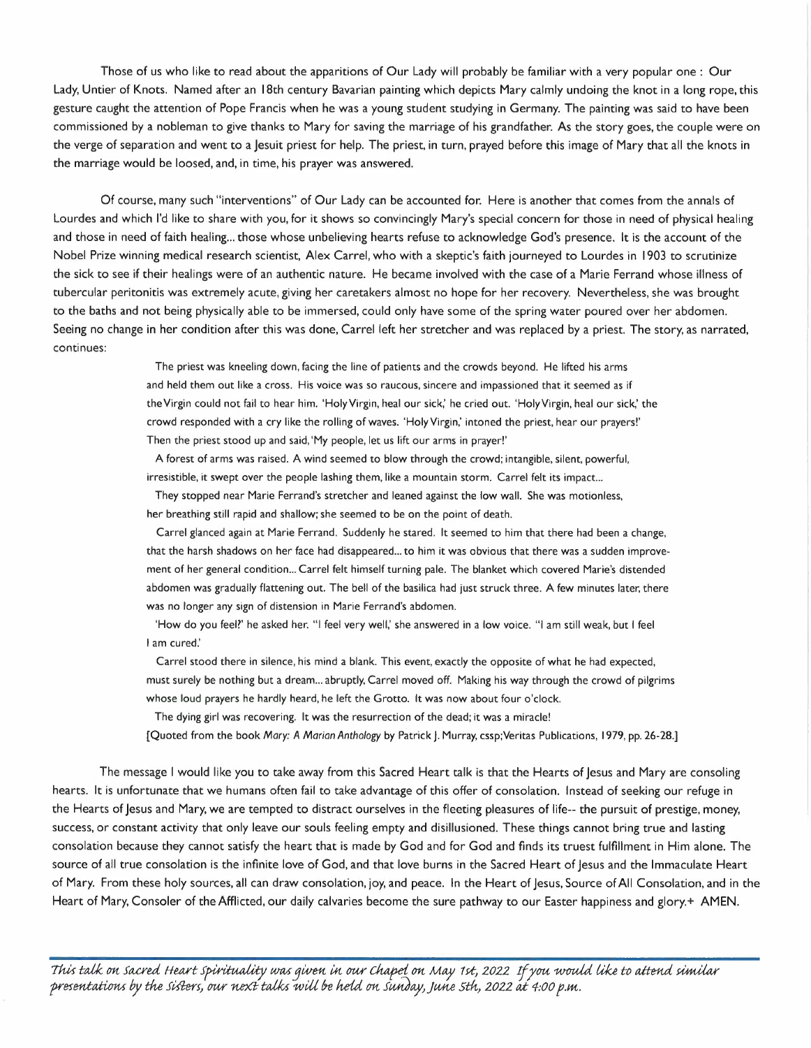Those of us who like to read about the apparitions of Our Lady will probably be familiar with a very popular one : Our Lady, Untier of Knots. Named after an 18th century Bavarian painting which depicts Mary calmly undoing the knot in a long rope, this gesture caught the attention of Pope Francis when he was a young student studying in Germany. The painting was said to have been commissioned by a nobleman to give thanks to Mary for saving the marriage of his grandfather. As the story goes, the couple were on the verge of separation and went to a Jesuit priest for help. The priest, in turn, prayed before this image of Mary that all the knots in the marriage would be loosed, and, in time, his prayer was answered.

Of course, many such "interventions" of Our Lady can be accounted for. Here is another that comes from the annals of Lourdes and which I'd like to share with you, for it shows so convincingly Mary's special concern for those in need of physical healing and those in need of faith healing... those whose unbelieving hearts refuse to acknowledge God's presence. It is the account of the Nobel Prize winning medical research scientist, Alex Carrel, who with a skeptic's faith journeyed to Lourdes in 1903 to scrutinize the sick to see if their healings were of an authentic nature. He became involved with the case of a Marie Ferrand whose illness of tubercular peritonitis was extremely acute, giving her caretakers almost no hope for her recovery. Nevertheless, she was brought to the baths and not being physically able to be immersed, could only have some of the spring water poured over her abdomen. Seeing no change in her condition after this was done, Carrel left her stretcher and was replaced by a priest. The story, as narrated, continues:

> The priest was kneeling down, facing the line of patients and the crowds beyond. He lifted his arms and held them out like a cross. His voice was so raucous, sincere and impassioned that it seemed as if the Virgin could not fail to hear him. 'Holy Virgin, heal our sick,' he cried out. 'Holy Virgin, heal our sick,' the crowd responded with a cry like the rolling of waves. 'Holy Virgin,' intoned the priest, hear our prayers!' Then the priest stood up and said, 'My people, let us lift our arms in prayer!'
>
> A forest of arms was raised. A wind seemed to blow through the crowd; intangible, silent, powerful, irresistible, it swept over the people lashing them, like a mountain storm. Carrel felt its impact...
>
> They stopped near Marie Ferrand's stretcher and leaned against the low wall. She was motionless, her breathing still rapid and shallow; she seemed to be on the point of death.
>
> Carrel glanced again at Marie Ferrand. Suddenly he stared. It seemed to him that there had been a change, that the harsh shadows on her face had disappeared... to him it was obvious that there was a sudden improvement of her general condition... Carrel felt himself turning pale. The blanket which covered Marie's distended abdomen was gradually flattening out. The bell of the basilica had just struck three. A few minutes later, there was no longer any sign of distension in Marie Ferrand's abdomen.
>
> 'How do you feel?' he asked her. "I feel very well,' she answered in a low voice. "I am still weak, but I feel I am cured.'
>
> Carrel stood there in silence, his mind a blank. This event, exactly the opposite of what he had expected, must surely be nothing but a dream... abruptly, Carrel moved off. Making his way through the crowd of pilgrims whose loud prayers he hardly heard, he left the Grotto. It was now about four o'clock.
>
> The dying girl was recovering. It was the resurrection of the dead; it was a miracle!
>
> [Quoted from the book *Mary: A Marian Anthology* by Patrick J. Murray, cssp; Veritas Publications, 1979, pp. 26-28.]

The message I would like you to take away from this Sacred Heart talk is that the Hearts of Jesus and Mary are consoling hearts. It is unfortunate that we humans often fail to take advantage of this offer of consolation. Instead of seeking our refuge in the Hearts of Jesus and Mary, we are tempted to distract ourselves in the fleeting pleasures of life-- the pursuit of prestige, money, success, or constant activity that only leave our souls feeling empty and disillusioned. These things cannot bring true and lasting consolation because they cannot satisfy the heart that is made by God and for God and finds its truest fulfillment in Him alone. The source of all true consolation is the infinite love of God, and that love burns in the Sacred Heart of Jesus and the Immaculate Heart of Mary. From these holy sources, all can draw consolation, joy, and peace. In the Heart of Jesus, Source of All Consolation, and in the Heart of Mary, Consoler of the Afflicted, our daily calvaries become the sure pathway to our Easter happiness and glory.+ AMEN.

---

*This talk on Sacred Heart Spirituality was given in our Chapel on May 1st, 2022 If you would like to attend similar presentations by the Sisters, our next talks will be held on Sunday, June 5th, 2022 at 4:00 p.m.*